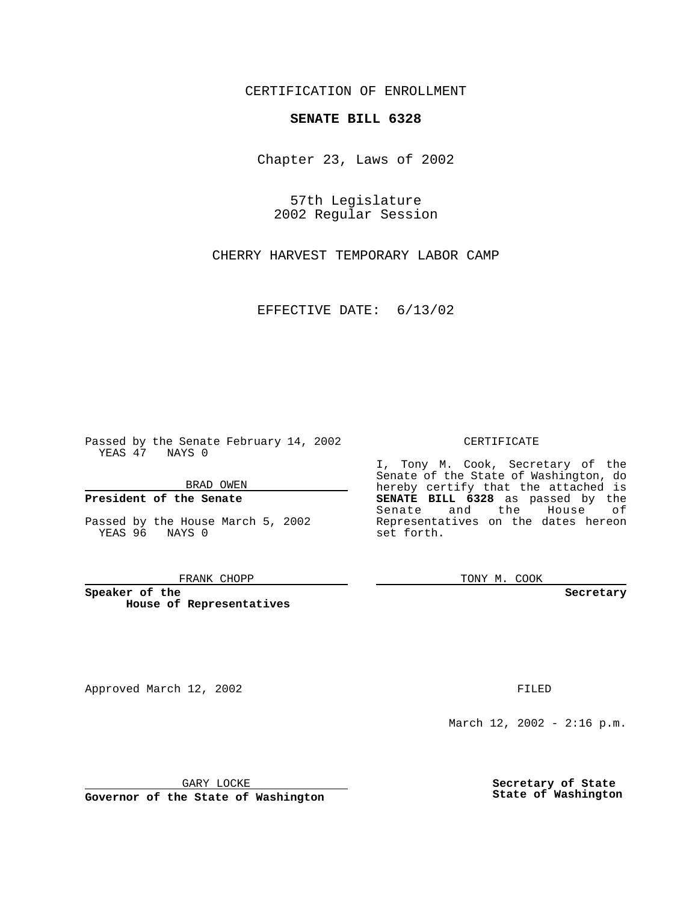CERTIFICATION OF ENROLLMENT

**SENATE BILL 6328**

Chapter 23, Laws of 2002

57th Legislature
2002 Regular Session

CHERRY HARVEST TEMPORARY LABOR CAMP

EFFECTIVE DATE: 6/13/02

Passed by the Senate February 14, 2002
YEAS 47 NAYS 0

BRAD OWEN

**President of the Senate**

Passed by the House March 5, 2002
YEAS 96 NAYS 0

FRANK CHOPP

**Speaker of the House of Representatives**

CERTIFICATE

I, Tony M. Cook, Secretary of the Senate of the State of Washington, do hereby certify that the attached is **SENATE BILL 6328** as passed by the Senate and the House of Representatives on the dates hereon set forth.

TONY M. COOK

**Secretary**

Approved March 12, 2002

FILED

March 12, 2002 - 2:16 p.m.

GARY LOCKE

**Governor of the State of Washington**

**Secretary of State**
**State of Washington**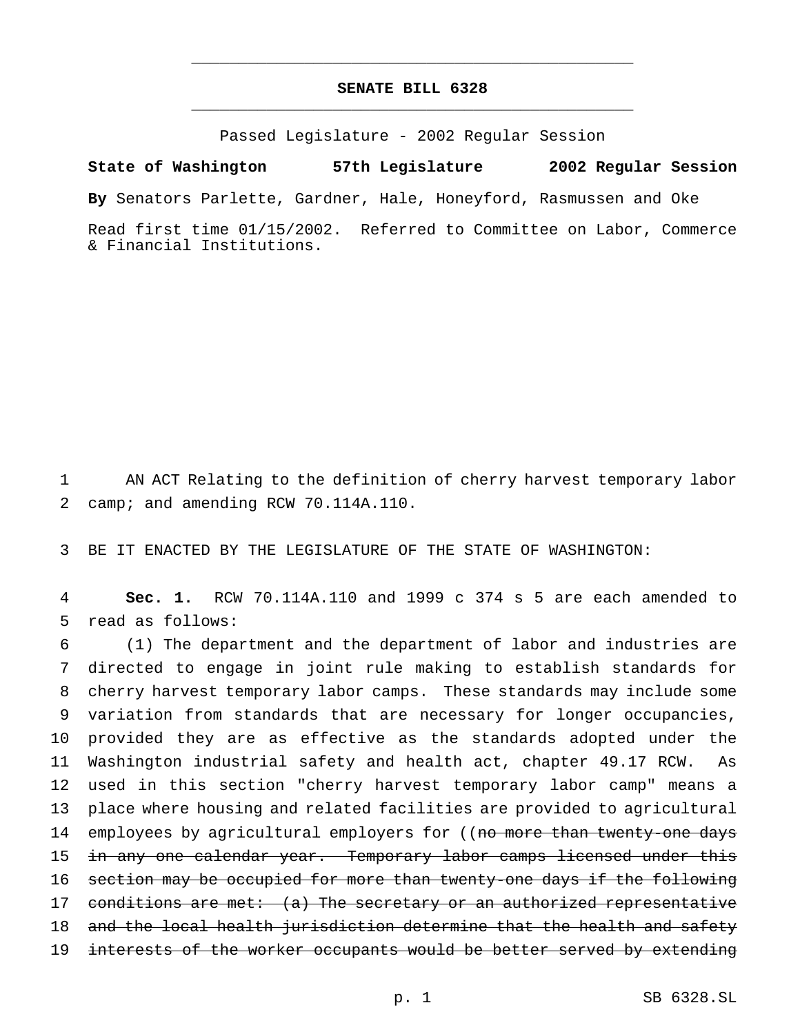# SENATE BILL 6328

Passed Legislature - 2002 Regular Session

**State of Washington 57th Legislature 2002 Regular Session**

**By** Senators Parlette, Gardner, Hale, Honeyford, Rasmussen and Oke

Read first time 01/15/2002. Referred to Committee on Labor, Commerce & Financial Institutions.

AN ACT Relating to the definition of cherry harvest temporary labor camp; and amending RCW 70.114A.110.

BE IT ENACTED BY THE LEGISLATURE OF THE STATE OF WASHINGTON:

**Sec. 1.** RCW 70.114A.110 and 1999 c 374 s 5 are each amended to read as follows:

(1) The department and the department of labor and industries are directed to engage in joint rule making to establish standards for cherry harvest temporary labor camps. These standards may include some variation from standards that are necessary for longer occupancies, provided they are as effective as the standards adopted under the Washington industrial safety and health act, chapter 49.17 RCW. As used in this section "cherry harvest temporary labor camp" means a place where housing and related facilities are provided to agricultural employees by agricultural employers for ((~~no more than twenty-one days in any one calendar year. Temporary labor camps licensed under this section may be occupied for more than twenty-one days if the following conditions are met: (a) The secretary or an authorized representative and the local health jurisdiction determine that the health and safety interests of the worker occupants would be better served by extending~~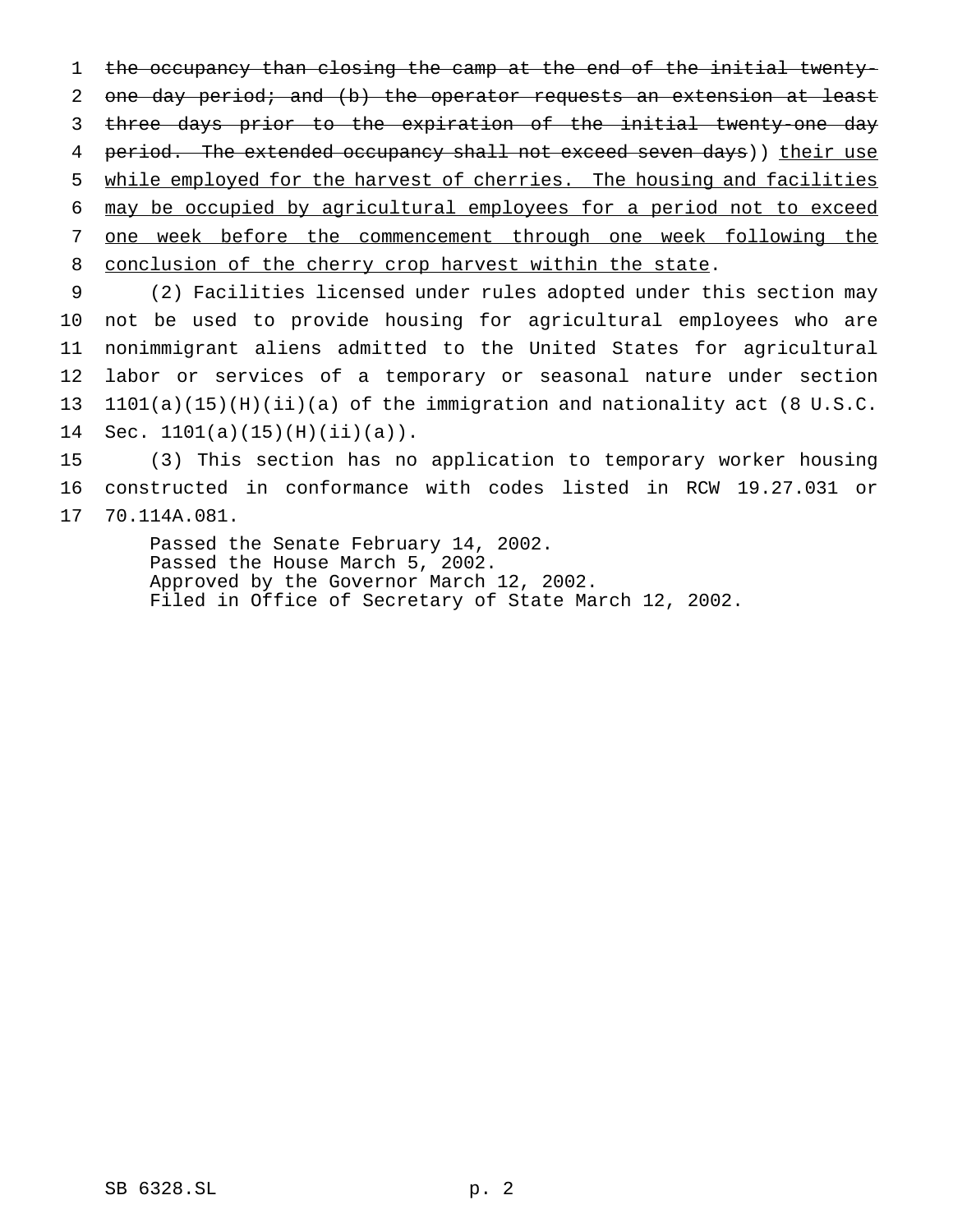~~the occupancy than closing the camp at the end of the initial twenty-one day period; and (b) the operator requests an extension at least three days prior to the expiration of the initial twenty-one day period. The extended occupancy shall not exceed seven days~~)) <u>their use while employed for the harvest of cherries. The housing and facilities may be occupied by agricultural employees for a period not to exceed one week before the commencement through one week following the conclusion of the cherry crop harvest within the state</u>.

(2) Facilities licensed under rules adopted under this section may not be used to provide housing for agricultural employees who are nonimmigrant aliens admitted to the United States for agricultural labor or services of a temporary or seasonal nature under section 1101(a)(15)(H)(ii)(a) of the immigration and nationality act (8 U.S.C. Sec. 1101(a)(15)(H)(ii)(a)).

(3) This section has no application to temporary worker housing constructed in conformance with codes listed in RCW 19.27.031 or 70.114A.081.

Passed the Senate February 14, 2002.
Passed the House March 5, 2002.
Approved by the Governor March 12, 2002.
Filed in Office of Secretary of State March 12, 2002.